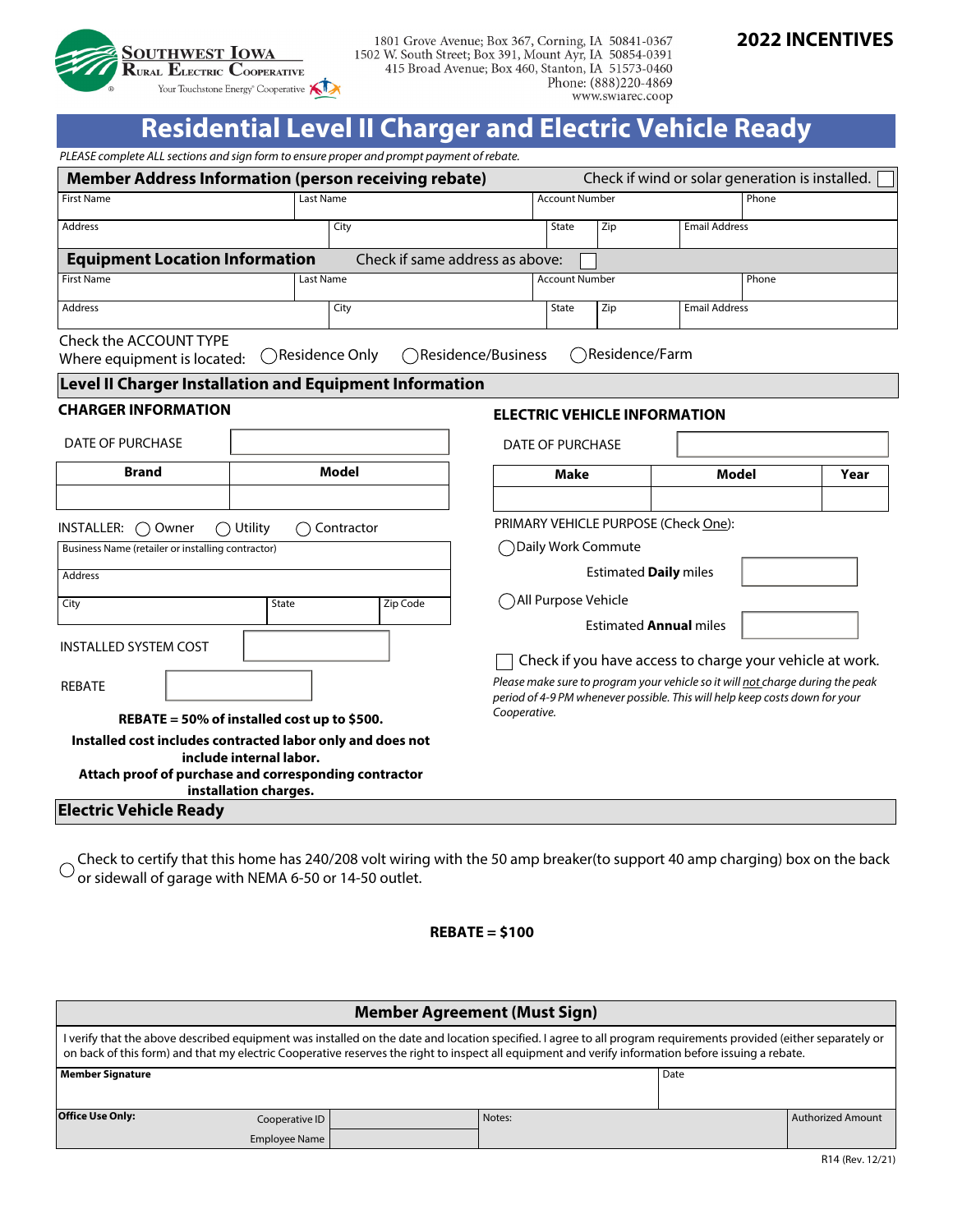**SOUTHWEST IOWA RURAL ELECTRIC COOPERATIVE**
Your Touchstone Energy® Cooperative

1801 Grove Avenue; Box 367, Corning, IA 50841-0367
1502 W. South Street; Box 391, Mount Ayr, IA 50854-0391
415 Broad Avenue; Box 460, Stanton, IA 51573-0460
Phone: (888)220-4869
www.swiarec.coop

**2022 INCENTIVES**

# Residential Level II Charger and Electric Vehicle Ready

*PLEASE complete ALL sections and sign form to ensure proper and prompt payment of rebate.*

## Member Address Information (person receiving rebate)

Check if wind or solar generation is installed. ☐

| First Name | Last Name | Account Number | Phone |
|---|---|---|---|
| | | | |

| Address | City | State | Zip | Email Address |
|---|---|---|---|---|
| | | | | |

## Equipment Location Information

Check if same address as above: ☐

| First Name | Last Name | Account Number | Phone |
|---|---|---|---|
| | | | |

| Address | City | State | Zip | Email Address |
|---|---|---|---|---|
| | | | | |

Check the ACCOUNT TYPE
Where equipment is located: ◯ Residence Only ◯ Residence/Business ◯ Residence/Farm

## Level II Charger Installation and Equipment Information

### CHARGER INFORMATION

DATE OF PURCHASE ______

| Brand | Model |
|---|---|
| | |

INSTALLER: ◯ Owner ◯ Utility ◯ Contractor

| Business Name (retailer or installing contractor) | | |
|---|---|---|
| Address | | |
| City | State | Zip Code |

INSTALLED SYSTEM COST ______

REBATE ______

**REBATE = 50% of installed cost up to $500.**

**Installed cost includes contracted labor only and does not include internal labor.**

**Attach proof of purchase and corresponding contractor installation charges.**

### ELECTRIC VEHICLE INFORMATION

DATE OF PURCHASE ______

| Make | Model | Year |
|---|---|---|
| | | |

PRIMARY VEHICLE PURPOSE (Check One):

◯ Daily Work Commute

Estimated **Daily** miles ______

◯ All Purpose Vehicle

Estimated **Annual** miles ______

☐ Check if you have access to charge your vehicle at work.

*Please make sure to program your vehicle so it will not charge during the peak period of 4-9 PM whenever possible. This will help keep costs down for your Cooperative.*

## Electric Vehicle Ready

◯ Check to certify that this home has 240/208 volt wiring with the 50 amp breaker(to support 40 amp charging) box on the back or sidewall of garage with NEMA 6-50 or 14-50 outlet.

**REBATE = $100**

## Member Agreement (Must Sign)

I verify that the above described equipment was installed on the date and location specified. I agree to all program requirements provided (either separately or on back of this form) and that my electric Cooperative reserves the right to inspect all equipment and verify information before issuing a rebate.

| Member Signature | Date |
|---|---|
| | |

| Office Use Only: | Cooperative ID | | Notes: | Authorized Amount |
|---|---|---|---|---|
| | Employee Name | | | |

R14 (Rev. 12/21)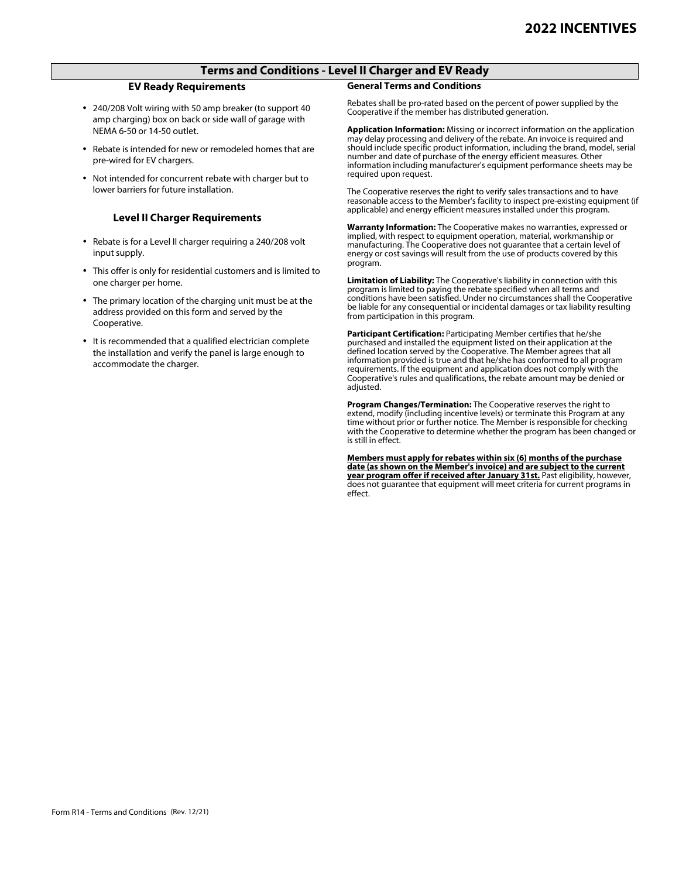# 2022 INCENTIVES

## Terms and Conditions - Level II Charger and EV Ready

### EV Ready Requirements

- 240/208 Volt wiring with 50 amp breaker (to support 40 amp charging) box on back or side wall of garage with NEMA 6-50 or 14-50 outlet.
- Rebate is intended for new or remodeled homes that are pre-wired for EV chargers.
- Not intended for concurrent rebate with charger but to lower barriers for future installation.

### Level II Charger Requirements

- Rebate is for a Level II charger requiring a 240/208 volt input supply.
- This offer is only for residential customers and is limited to one charger per home.
- The primary location of the charging unit must be at the address provided on this form and served by the Cooperative.
- It is recommended that a qualified electrician complete the installation and verify the panel is large enough to accommodate the charger.

### General Terms and Conditions

Rebates shall be pro-rated based on the percent of power supplied by the Cooperative if the member has distributed generation.

**Application Information:** Missing or incorrect information on the application may delay processing and delivery of the rebate. An invoice is required and should include specific product information, including the brand, model, serial number and date of purchase of the energy efficient measures. Other information including manufacturer's equipment performance sheets may be required upon request.

The Cooperative reserves the right to verify sales transactions and to have reasonable access to the Member's facility to inspect pre-existing equipment (if applicable) and energy efficient measures installed under this program.

**Warranty Information:** The Cooperative makes no warranties, expressed or implied, with respect to equipment operation, material, workmanship or manufacturing. The Cooperative does not guarantee that a certain level of energy or cost savings will result from the use of products covered by this program.

**Limitation of Liability:** The Cooperative's liability in connection with this program is limited to paying the rebate specified when all terms and conditions have been satisfied. Under no circumstances shall the Cooperative be liable for any consequential or incidental damages or tax liability resulting from participation in this program.

**Participant Certification:** Participating Member certifies that he/she purchased and installed the equipment listed on their application at the defined location served by the Cooperative. The Member agrees that all information provided is true and that he/she has conformed to all program requirements. If the equipment and application does not comply with the Cooperative's rules and qualifications, the rebate amount may be denied or adjusted.

**Program Changes/Termination:** The Cooperative reserves the right to extend, modify (including incentive levels) or terminate this Program at any time without prior or further notice. The Member is responsible for checking with the Cooperative to determine whether the program has been changed or is still in effect.

**Members must apply for rebates within six (6) months of the purchase date (as shown on the Member's invoice) and are subject to the current year program offer if received after January 31st.** Past eligibility, however, does not guarantee that equipment will meet criteria for current programs in effect.

Form R14 - Terms and Conditions (Rev. 12/21)